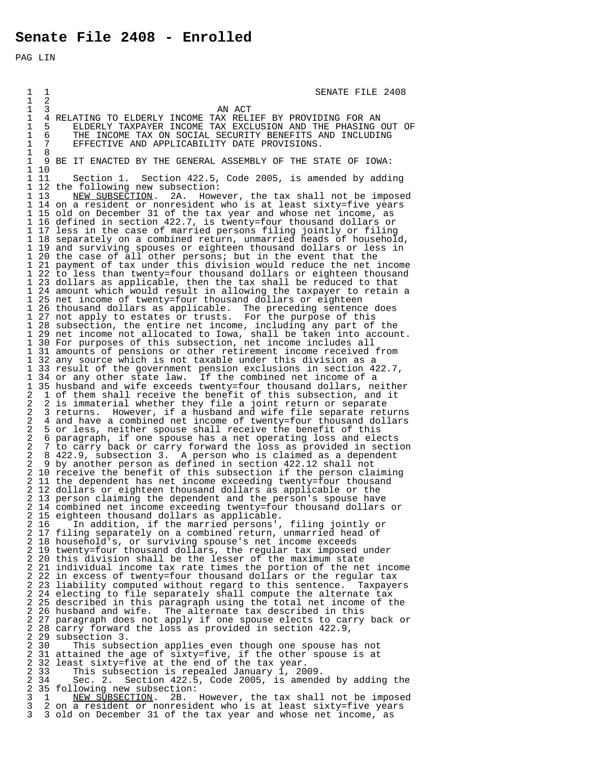# Senate File 2408 - Enrolled

PAG LIN

```
  1  1                                                  SENATE FILE 2408
  1  2 
  1  3                              AN ACT
  1  4 RELATING TO ELDERLY INCOME TAX RELIEF BY PROVIDING FOR AN
  1  5    ELDERLY TAXPAYER INCOME TAX EXCLUSION AND THE PHASING OUT OF
  1  6    THE INCOME TAX ON SOCIAL SECURITY BENEFITS AND INCLUDING
  1  7    EFFECTIVE AND APPLICABILITY DATE PROVISIONS.
  1  8 
  1  9 BE IT ENACTED BY THE GENERAL ASSEMBLY OF THE STATE OF IOWA:
  1 10 
  1 11    Section 1.  Section 422.5, Code 2005, is amended by adding
  1 12 the following new subsection:
  1 13    NEW SUBSECTION.  2A.  However, the tax shall not be imposed
  1 14 on a resident or nonresident who is at least sixty=five years
  1 15 old on December 31 of the tax year and whose net income, as
  1 16 defined in section 422.7, is twenty=four thousand dollars or
  1 17 less in the case of married persons filing jointly or filing
  1 18 separately on a combined return, unmarried heads of household,
  1 19 and surviving spouses or eighteen thousand dollars or less in
  1 20 the case of all other persons; but in the event that the
  1 21 payment of tax under this division would reduce the net income
  1 22 to less than twenty=four thousand dollars or eighteen thousand
  1 23 dollars as applicable, then the tax shall be reduced to that
  1 24 amount which would result in allowing the taxpayer to retain a
  1 25 net income of twenty=four thousand dollars or eighteen
  1 26 thousand dollars as applicable.  The preceding sentence does
  1 27 not apply to estates or trusts.  For the purpose of this
  1 28 subsection, the entire net income, including any part of the
  1 29 net income not allocated to Iowa, shall be taken into account.
  1 30 For purposes of this subsection, net income includes all
  1 31 amounts of pensions or other retirement income received from
  1 32 any source which is not taxable under this division as a
  1 33 result of the government pension exclusions in section 422.7,
  1 34 or any other state law.  If the combined net income of a
  1 35 husband and wife exceeds twenty=four thousand dollars, neither
  2  1 of them shall receive the benefit of this subsection, and it
  2  2 is immaterial whether they file a joint return or separate
  2  3 returns.  However, if a husband and wife file separate returns
  2  4 and have a combined net income of twenty=four thousand dollars
  2  5 or less, neither spouse shall receive the benefit of this
  2  6 paragraph, if one spouse has a net operating loss and elects
  2  7 to carry back or carry forward the loss as provided in section
  2  8 422.9, subsection 3.  A person who is claimed as a dependent
  2  9 by another person as defined in section 422.12 shall not
  2 10 receive the benefit of this subsection if the person claiming
  2 11 the dependent has net income exceeding twenty=four thousand
  2 12 dollars or eighteen thousand dollars as applicable or the
  2 13 person claiming the dependent and the person's spouse have
  2 14 combined net income exceeding twenty=four thousand dollars or
  2 15 eighteen thousand dollars as applicable.
  2 16    In addition, if the married persons', filing jointly or
  2 17 filing separately on a combined return, unmarried head of
  2 18 household's, or surviving spouse's net income exceeds
  2 19 twenty=four thousand dollars, the regular tax imposed under
  2 20 this division shall be the lesser of the maximum state
  2 21 individual income tax rate times the portion of the net income
  2 22 in excess of twenty=four thousand dollars or the regular tax
  2 23 liability computed without regard to this sentence.  Taxpayers
  2 24 electing to file separately shall compute the alternate tax
  2 25 described in this paragraph using the total net income of the
  2 26 husband and wife.  The alternate tax described in this
  2 27 paragraph does not apply if one spouse elects to carry back or
  2 28 carry forward the loss as provided in section 422.9,
  2 29 subsection 3.
  2 30    This subsection applies even though one spouse has not
  2 31 attained the age of sixty=five, if the other spouse is at
  2 32 least sixty=five at the end of the tax year.
  2 33    This subsection is repealed January 1, 2009.
  2 34    Sec. 2.  Section 422.5, Code 2005, is amended by adding the
  2 35 following new subsection:
  3  1    NEW SUBSECTION.  2B.  However, the tax shall not be imposed
  3  2 on a resident or nonresident who is at least sixty=five years
  3  3 old on December 31 of the tax year and whose net income, as
```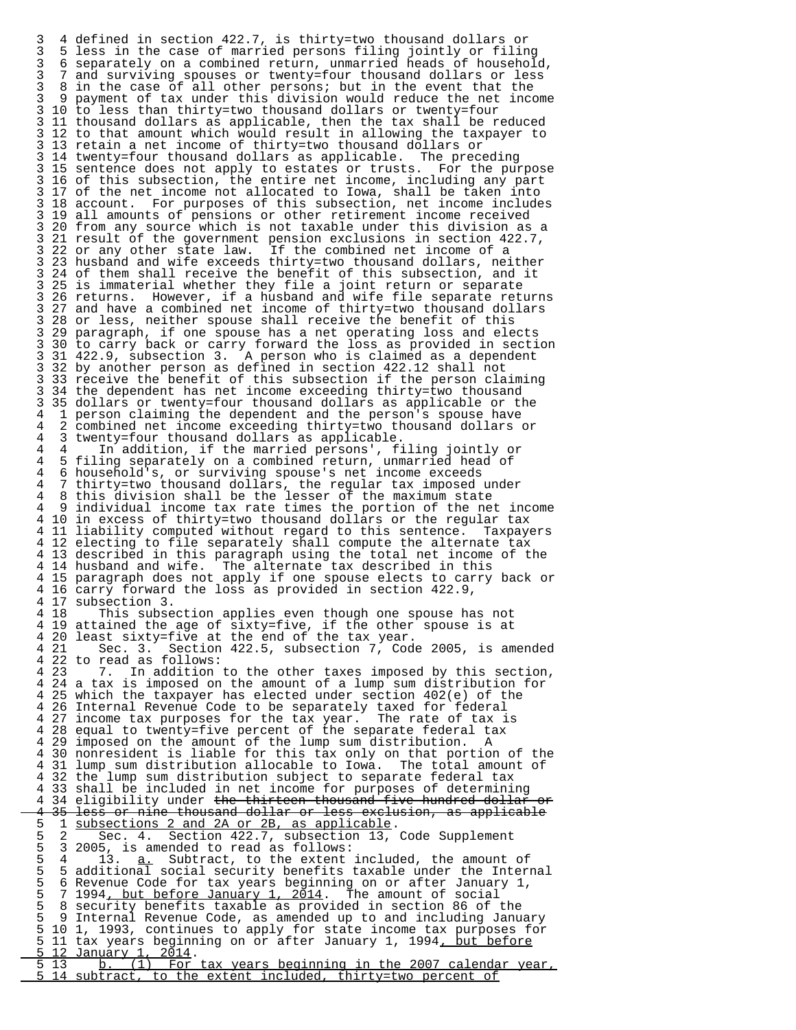3 4 defined in section 422.7, is thirty=two thousand dollars or
3 5 less in the case of married persons filing jointly or filing
3 6 separately on a combined return, unmarried heads of household,
3 7 and surviving spouses or twenty=four thousand dollars or less
3 8 in the case of all other persons; but in the event that the
3 9 payment of tax under this division would reduce the net income
3 10 to less than thirty=two thousand dollars or twenty=four
3 11 thousand dollars as applicable, then the tax shall be reduced
3 12 to that amount which would result in allowing the taxpayer to
3 13 retain a net income of thirty=two thousand dollars or
3 14 twenty=four thousand dollars as applicable. The preceding
3 15 sentence does not apply to estates or trusts. For the purpose
3 16 of this subsection, the entire net income, including any part
3 17 of the net income not allocated to Iowa, shall be taken into
3 18 account. For purposes of this subsection, net income includes
3 19 all amounts of pensions or other retirement income received
3 20 from any source which is not taxable under this division as a
3 21 result of the government pension exclusions in section 422.7,
3 22 or any other state law. If the combined net income of a
3 23 husband and wife exceeds thirty=two thousand dollars, neither
3 24 of them shall receive the benefit of this subsection, and it
3 25 is immaterial whether they file a joint return or separate
3 26 returns. However, if a husband and wife file separate returns
3 27 and have a combined net income of thirty=two thousand dollars
3 28 or less, neither spouse shall receive the benefit of this
3 29 paragraph, if one spouse has a net operating loss and elects
3 30 to carry back or carry forward the loss as provided in section
3 31 422.9, subsection 3. A person who is claimed as a dependent
3 32 by another person as defined in section 422.12 shall not
3 33 receive the benefit of this subsection if the person claiming
3 34 the dependent has net income exceeding thirty=two thousand
3 35 dollars or twenty=four thousand dollars as applicable or the
4 1 person claiming the dependent and the person's spouse have
4 2 combined net income exceeding thirty=two thousand dollars or
4 3 twenty=four thousand dollars as applicable.
4 4 In addition, if the married persons', filing jointly or
4 5 filing separately on a combined return, unmarried head of
4 6 household's, or surviving spouse's net income exceeds
4 7 thirty=two thousand dollars, the regular tax imposed under
4 8 this division shall be the lesser of the maximum state
4 9 individual income tax rate times the portion of the net income
4 10 in excess of thirty=two thousand dollars or the regular tax
4 11 liability computed without regard to this sentence. Taxpayers
4 12 electing to file separately shall compute the alternate tax
4 13 described in this paragraph using the total net income of the
4 14 husband and wife. The alternate tax described in this
4 15 paragraph does not apply if one spouse elects to carry back or
4 16 carry forward the loss as provided in section 422.9,
4 17 subsection 3.
4 18 This subsection applies even though one spouse has not
4 19 attained the age of sixty=five, if the other spouse is at
4 20 least sixty=five at the end of the tax year.
4 21 Sec. 3. Section 422.5, subsection 7, Code 2005, is amended
4 22 to read as follows:
4 23 7. In addition to the other taxes imposed by this section,
4 24 a tax is imposed on the amount of a lump sum distribution for
4 25 which the taxpayer has elected under section 402(e) of the
4 26 Internal Revenue Code to be separately taxed for federal
4 27 income tax purposes for the tax year. The rate of tax is
4 28 equal to twenty=five percent of the separate federal tax
4 29 imposed on the amount of the lump sum distribution. A
4 30 nonresident is liable for this tax only on that portion of the
4 31 lump sum distribution allocable to Iowa. The total amount of
4 32 the lump sum distribution subject to separate federal tax
4 33 shall be included in net income for purposes of determining
4 34 eligibility under ~~the thirteen thousand five hundred dollar or~~
4 35 ~~less or nine thousand dollar or less exclusion, as applicable~~
5 1 subsections 2 and 2A or 2B, as applicable.
5 2 Sec. 4. Section 422.7, subsection 13, Code Supplement
5 3 2005, is amended to read as follows:
5 4 13. a. Subtract, to the extent included, the amount of
5 5 additional social security benefits taxable under the Internal
5 6 Revenue Code for tax years beginning on or after January 1,
5 7 1994, but before January 1, 2014. The amount of social
5 8 security benefits taxable as provided in section 86 of the
5 9 Internal Revenue Code, as amended up to and including January
5 10 1, 1993, continues to apply for state income tax purposes for
5 11 tax years beginning on or after January 1, 1994, but before
5 12 January 1, 2014.
5 13 b. (1) For tax years beginning in the 2007 calendar year,
5 14 subtract, to the extent included, thirty=two percent of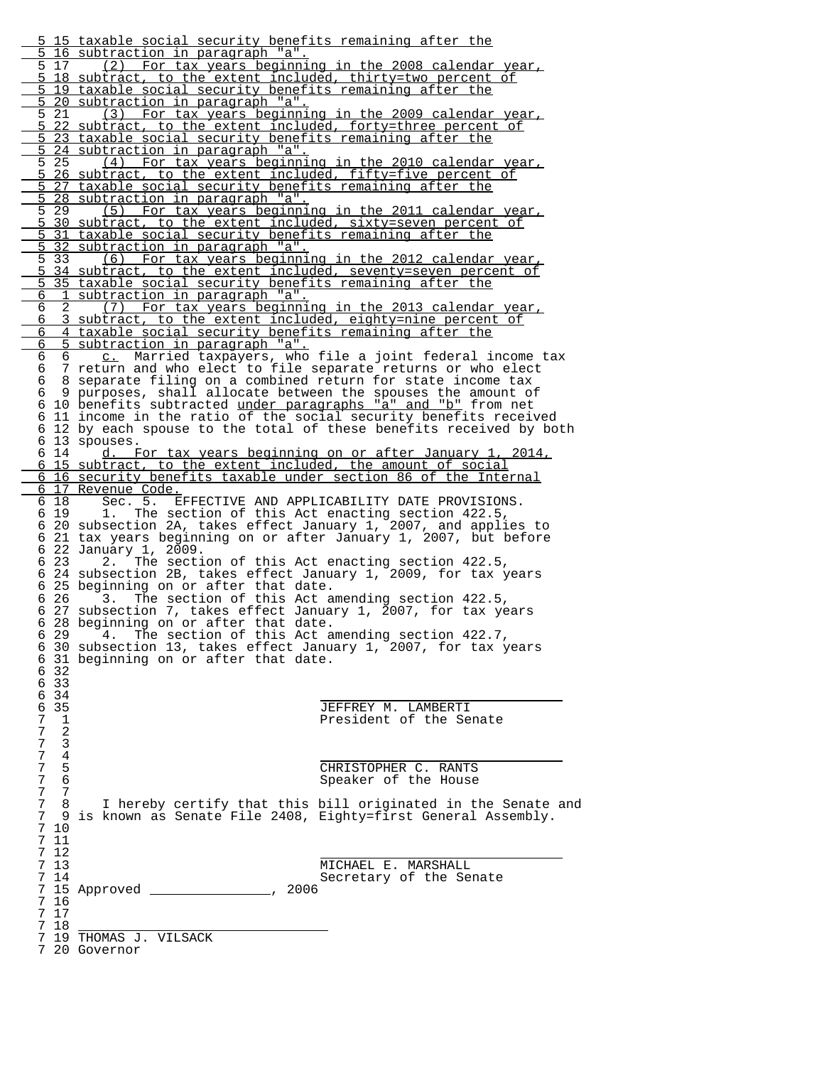5 15 taxable social security benefits remaining after the
5 16 subtraction in paragraph "a".
5 17 (2) For tax years beginning in the 2008 calendar year,
5 18 subtract, to the extent included, thirty=two percent of
5 19 taxable social security benefits remaining after the
5 20 subtraction in paragraph "a".
5 21 (3) For tax years beginning in the 2009 calendar year,
5 22 subtract, to the extent included, forty=three percent of
5 23 taxable social security benefits remaining after the
5 24 subtraction in paragraph "a".
5 25 (4) For tax years beginning in the 2010 calendar year,
5 26 subtract, to the extent included, fifty=five percent of
5 27 taxable social security benefits remaining after the
5 28 subtraction in paragraph "a".
5 29 (5) For tax years beginning in the 2011 calendar year,
5 30 subtract, to the extent included, sixty=seven percent of
5 31 taxable social security benefits remaining after the
5 32 subtraction in paragraph "a".
5 33 (6) For tax years beginning in the 2012 calendar year,
5 34 subtract, to the extent included, seventy=seven percent of
5 35 taxable social security benefits remaining after the
6 1 subtraction in paragraph "a".
6 2 (7) For tax years beginning in the 2013 calendar year,
6 3 subtract, to the extent included, eighty=nine percent of
6 4 taxable social security benefits remaining after the
6 5 subtraction in paragraph "a".
6 6 c. Married taxpayers, who file a joint federal income tax
6 7 return and who elect to file separate returns or who elect
6 8 separate filing on a combined return for state income tax
6 9 purposes, shall allocate between the spouses the amount of
6 10 benefits subtracted under paragraphs "a" and "b" from net
6 11 income in the ratio of the social security benefits received
6 12 by each spouse to the total of these benefits received by both
6 13 spouses.
6 14 d. For tax years beginning on or after January 1, 2014,
6 15 subtract, to the extent included, the amount of social
6 16 security benefits taxable under section 86 of the Internal
6 17 Revenue Code.
6 18 Sec. 5. EFFECTIVE AND APPLICABILITY DATE PROVISIONS.
6 19 1. The section of this Act enacting section 422.5,
6 20 subsection 2A, takes effect January 1, 2007, and applies to
6 21 tax years beginning on or after January 1, 2007, but before
6 22 January 1, 2009.
6 23 2. The section of this Act enacting section 422.5,
6 24 subsection 2B, takes effect January 1, 2009, for tax years
6 25 beginning on or after that date.
6 26 3. The section of this Act amending section 422.5,
6 27 subsection 7, takes effect January 1, 2007, for tax years
6 28 beginning on or after that date.
6 29 4. The section of this Act amending section 422.7,
6 30 subsection 13, takes effect January 1, 2007, for tax years
6 31 beginning on or after that date.
6 32
6 33
6 34
6 35 ______________________________
7 1 JEFFREY M. LAMBERTI
President of the Senate
7 2
7 3
7 4 ______________________________
7 5 CHRISTOPHER C. RANTS
7 6 Speaker of the House
7 7
7 8 I hereby certify that this bill originated in the Senate and
7 9 is known as Senate File 2408, Eighty=first General Assembly.
7 10
7 11
7 12 ______________________________
7 13 MICHAEL E. MARSHALL
7 14 Secretary of the Senate
7 15 Approved _______________, 2006
7 16
7 17
7 18 ________________________________
7 19 THOMAS J. VILSACK
7 20 Governor